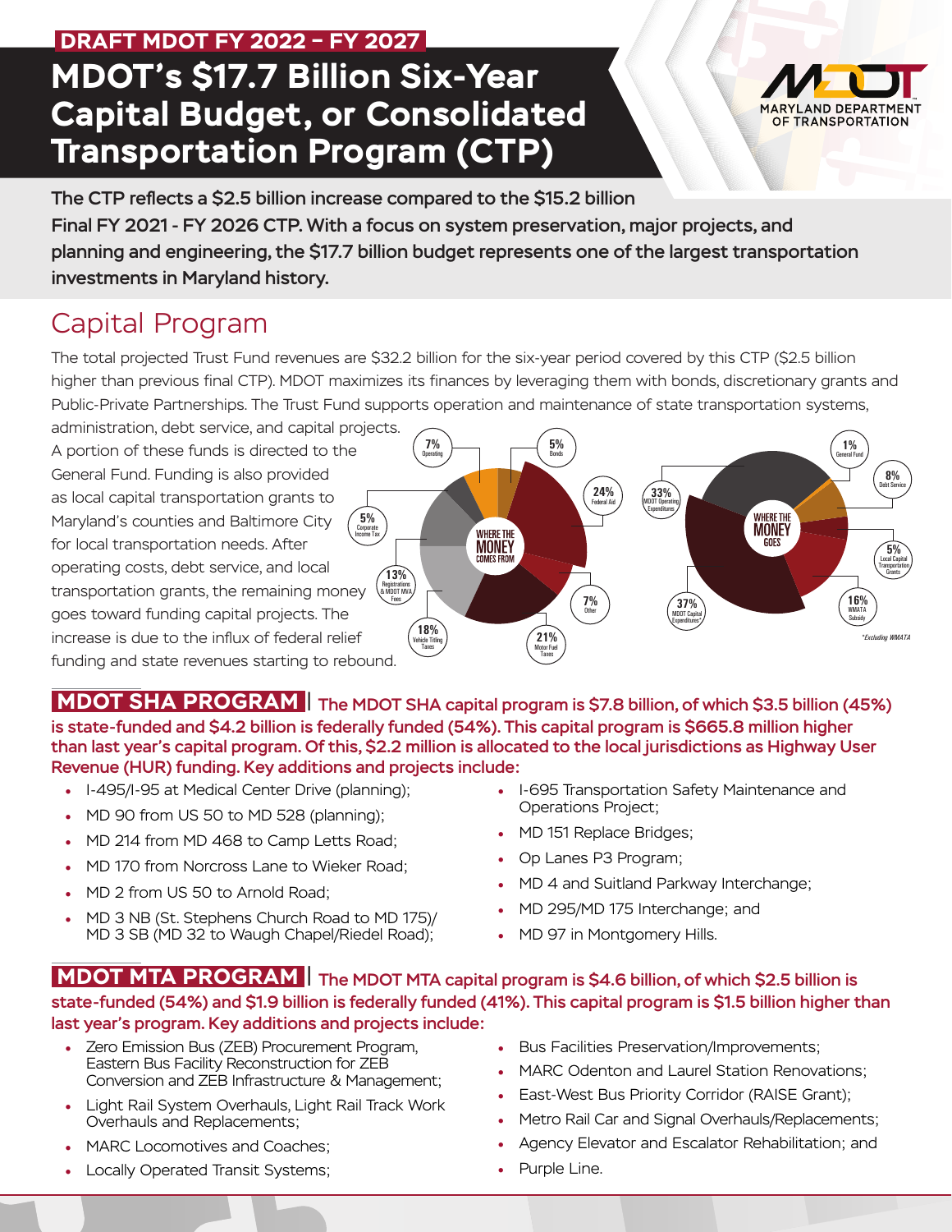DRAFT MDOT FY 2022 – FY 2027

# MDOT's $17.7 Billion Six-Year Capital Budget, or Consolidated Transportation Program (CTP)

MARYLAND DEPARTMENT OF TRANSPORTATION

**The CTP reflects a $2.5 billion increase compared to the $15.2 billion Final FY 2021 - FY 2026 CTP. With a focus on system preservation, major projects, and planning and engineering, the $17.7 billion budget represents one of the largest transportation investments in Maryland history.**

## Capital Program

The total projected Trust Fund revenues are $32.2 billion for the six-year period covered by this CTP ($2.5 billion higher than previous final CTP). MDOT maximizes its finances by leveraging them with bonds, discretionary grants and Public-Private Partnerships. The Trust Fund supports operation and maintenance of state transportation systems, administration, debt service, and capital projects. A portion of these funds is directed to the General Fund. Funding is also provided as local capital transportation grants to Maryland's counties and Baltimore City for local transportation needs. After operating costs, debt service, and local transportation grants, the remaining money goes toward funding capital projects. The increase is due to the influx of federal relief funding and state revenues starting to rebound.

**WHERE THE MONEY COMES FROM**

- 7% Operating
- 5% Bonds
- 24% Federal Aid
- 7% Other
- 21% Motor Fuel Taxes
- 18% Vehicle Titling Taxes
- 13% Registrations & MDOT MVA Fees
- 5% Corporate Income Tax

**WHERE THE MONEY GOES**

- 1% General Fund
- 8% Debt Service
- 5% Local Capital Transportation Grants
- 16% WMATA Subsidy
- 37% MDOT Capital Expenditures*
- 33% MDOT Operating Expenditures

*Excluding WMATA

## MDOT SHA PROGRAM

**The MDOT SHA capital program is $7.8 billion, of which $3.5 billion (45%) is state-funded and $4.2 billion is federally funded (54%). This capital program is $665.8 million higher than last year's capital program. Of this, $2.2 million is allocated to the local jurisdictions as Highway User Revenue (HUR) funding. Key additions and projects include:**

- I-495/I-95 at Medical Center Drive (planning);
- MD 90 from US 50 to MD 528 (planning);
- MD 214 from MD 468 to Camp Letts Road;
- MD 170 from Norcross Lane to Wieker Road;
- MD 2 from US 50 to Arnold Road;
- MD 3 NB (St. Stephens Church Road to MD 175)/ MD 3 SB (MD 32 to Waugh Chapel/Riedel Road);
- I-695 Transportation Safety Maintenance and Operations Project;
- MD 151 Replace Bridges;
- Op Lanes P3 Program;
- MD 4 and Suitland Parkway Interchange;
- MD 295/MD 175 Interchange; and
- MD 97 in Montgomery Hills.

## MDOT MTA PROGRAM

**The MDOT MTA capital program is $4.6 billion, of which $2.5 billion is state-funded (54%) and $1.9 billion is federally funded (41%). This capital program is $1.5 billion higher than last year's program. Key additions and projects include:**

- Zero Emission Bus (ZEB) Procurement Program, Eastern Bus Facility Reconstruction for ZEB Conversion and ZEB Infrastructure & Management;
- Light Rail System Overhauls, Light Rail Track Work Overhauls and Replacements;
- MARC Locomotives and Coaches;
- Locally Operated Transit Systems;
- Bus Facilities Preservation/Improvements;
- MARC Odenton and Laurel Station Renovations;
- East-West Bus Priority Corridor (RAISE Grant);
- Metro Rail Car and Signal Overhauls/Replacements;
- Agency Elevator and Escalator Rehabilitation; and
- Purple Line.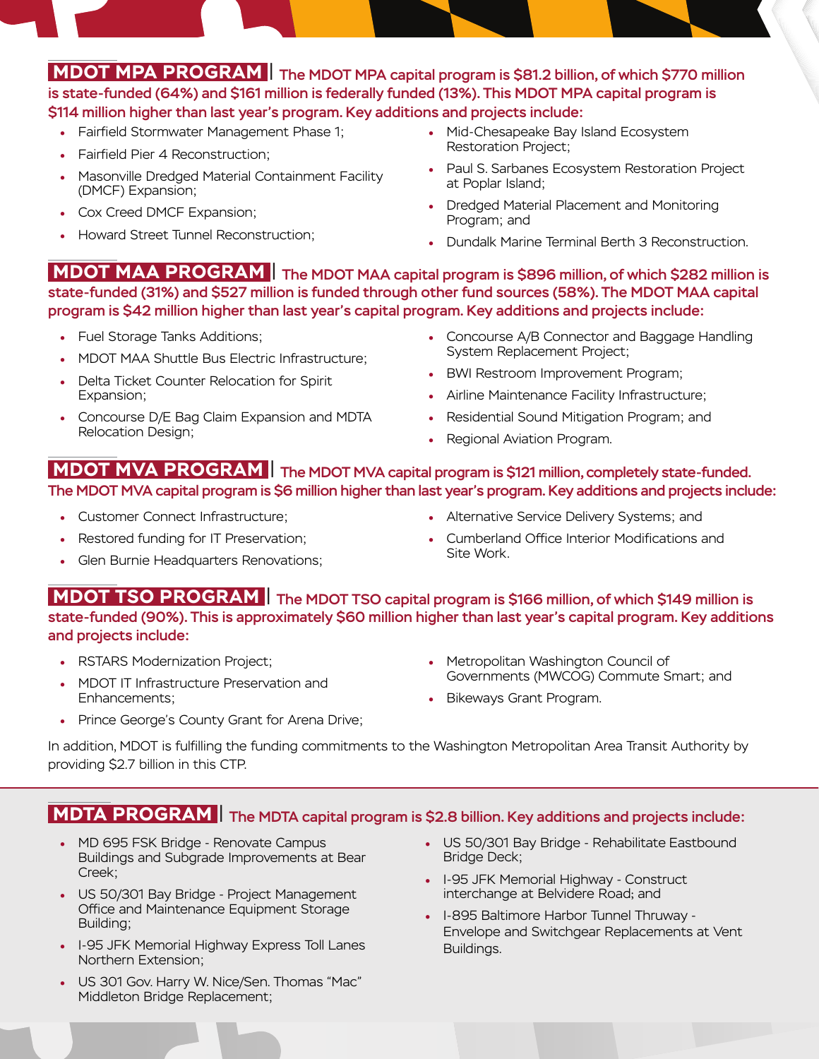## MDOT MPA PROGRAM

**The MDOT MPA capital program is $81.2 billion, of which $770 million is state-funded (64%) and $161 million is federally funded (13%). This MDOT MPA capital program is $114 million higher than last year's program. Key additions and projects include:**

- Fairfield Stormwater Management Phase 1;
- Fairfield Pier 4 Reconstruction;
- Masonville Dredged Material Containment Facility (DMCF) Expansion;
- Cox Creed DMCF Expansion;
- Howard Street Tunnel Reconstruction;
- Mid-Chesapeake Bay Island Ecosystem Restoration Project;
- Paul S. Sarbanes Ecosystem Restoration Project at Poplar Island;
- Dredged Material Placement and Monitoring Program; and
- Dundalk Marine Terminal Berth 3 Reconstruction.

## MDOT MAA PROGRAM

**The MDOT MAA capital program is $896 million, of which $282 million is state-funded (31%) and $527 million is funded through other fund sources (58%). The MDOT MAA capital program is $42 million higher than last year's capital program. Key additions and projects include:**

- Fuel Storage Tanks Additions;
- MDOT MAA Shuttle Bus Electric Infrastructure;
- Delta Ticket Counter Relocation for Spirit Expansion;
- Concourse D/E Bag Claim Expansion and MDTA Relocation Design;
- Concourse A/B Connector and Baggage Handling System Replacement Project;
- BWI Restroom Improvement Program;
- Airline Maintenance Facility Infrastructure;
- Residential Sound Mitigation Program; and
- Regional Aviation Program.

## MDOT MVA PROGRAM

**The MDOT MVA capital program is $121 million, completely state-funded. The MDOT MVA capital program is $6 million higher than last year's program. Key additions and projects include:**

- Customer Connect Infrastructure;
- Restored funding for IT Preservation;
- Glen Burnie Headquarters Renovations;
- Alternative Service Delivery Systems; and
- Cumberland Office Interior Modifications and Site Work.

## MDOT TSO PROGRAM

**The MDOT TSO capital program is $166 million, of which $149 million is state-funded (90%). This is approximately $60 million higher than last year's capital program. Key additions and projects include:**

- RSTARS Modernization Project;
- MDOT IT Infrastructure Preservation and Enhancements;
- Prince George's County Grant for Arena Drive;
- Metropolitan Washington Council of Governments (MWCOG) Commute Smart; and
- Bikeways Grant Program.

In addition, MDOT is fulfilling the funding commitments to the Washington Metropolitan Area Transit Authority by providing $2.7 billion in this CTP.

## MDTA PROGRAM

**The MDTA capital program is $2.8 billion. Key additions and projects include:**

- MD 695 FSK Bridge - Renovate Campus Buildings and Subgrade Improvements at Bear Creek;
- US 50/301 Bay Bridge - Project Management Office and Maintenance Equipment Storage Building;
- I-95 JFK Memorial Highway Express Toll Lanes Northern Extension;
- US 301 Gov. Harry W. Nice/Sen. Thomas "Mac" Middleton Bridge Replacement;
- US 50/301 Bay Bridge - Rehabilitate Eastbound Bridge Deck;
- I-95 JFK Memorial Highway - Construct interchange at Belvidere Road; and
- I-895 Baltimore Harbor Tunnel Thruway - Envelope and Switchgear Replacements at Vent Buildings.